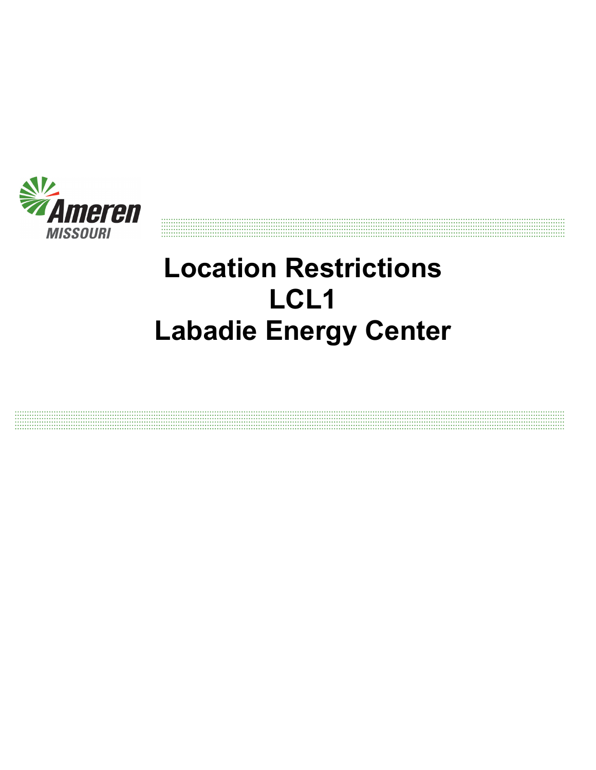Ameren MISSOURI

# Location Restrictions
# LCL1
# Labadie Energy Center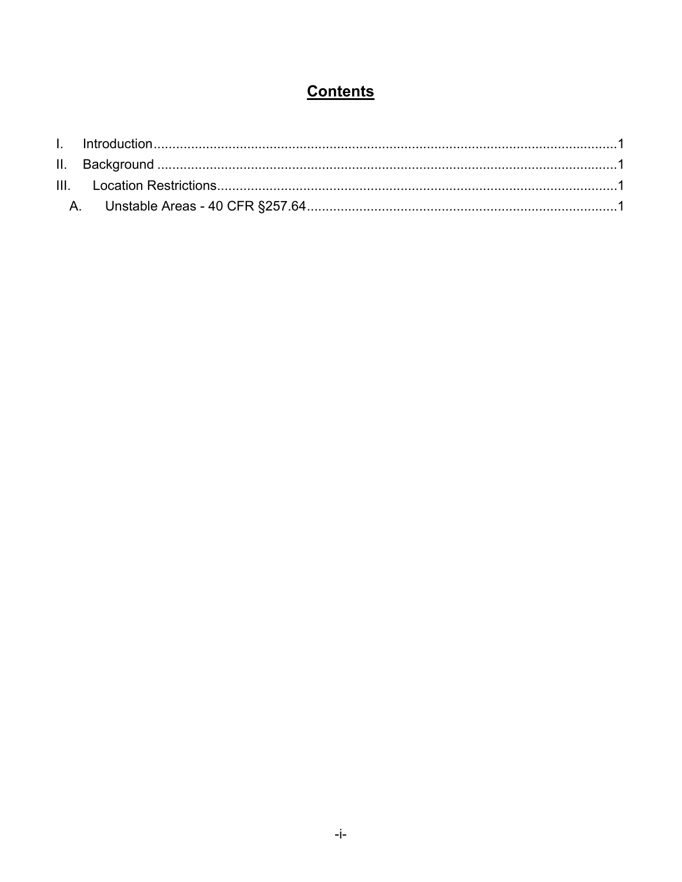# Contents

I. Introduction....................................................................................................................1
II. Background ....................................................................................................................1
III. Location Restrictions....................................................................................................1
  A. Unstable Areas - 40 CFR §257.64..................................................................................1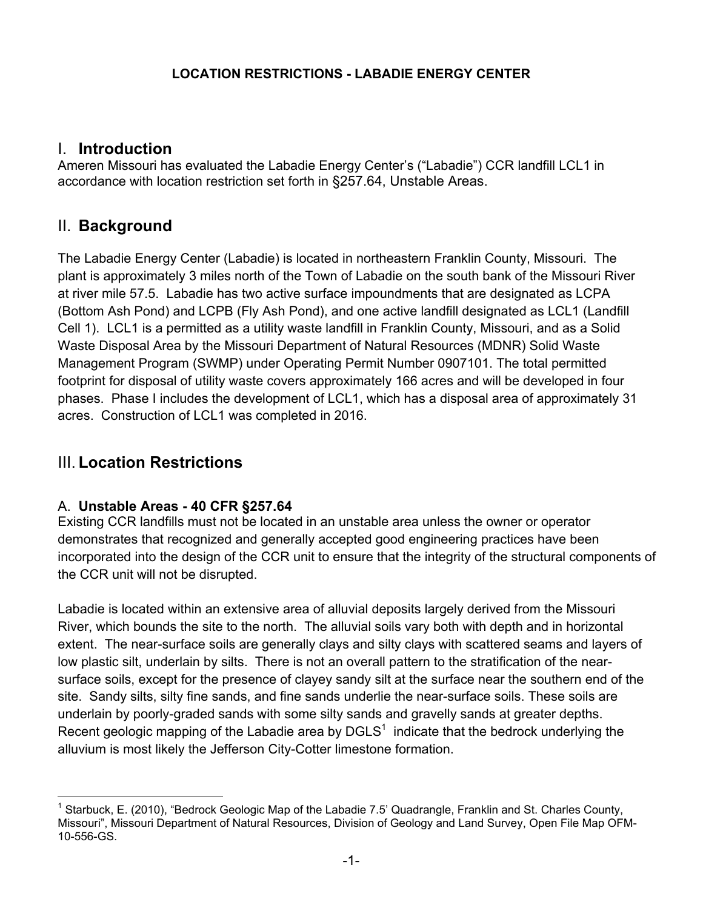**LOCATION RESTRICTIONS - LABADIE ENERGY CENTER**

# I. Introduction

Ameren Missouri has evaluated the Labadie Energy Center's ("Labadie") CCR landfill LCL1 in accordance with location restriction set forth in §257.64, Unstable Areas.

# II. Background

The Labadie Energy Center (Labadie) is located in northeastern Franklin County, Missouri. The plant is approximately 3 miles north of the Town of Labadie on the south bank of the Missouri River at river mile 57.5. Labadie has two active surface impoundments that are designated as LCPA (Bottom Ash Pond) and LCPB (Fly Ash Pond), and one active landfill designated as LCL1 (Landfill Cell 1). LCL1 is a permitted as a utility waste landfill in Franklin County, Missouri, and as a Solid Waste Disposal Area by the Missouri Department of Natural Resources (MDNR) Solid Waste Management Program (SWMP) under Operating Permit Number 0907101. The total permitted footprint for disposal of utility waste covers approximately 166 acres and will be developed in four phases. Phase I includes the development of LCL1, which has a disposal area of approximately 31 acres. Construction of LCL1 was completed in 2016.

# III. Location Restrictions

## A. Unstable Areas - 40 CFR §257.64

Existing CCR landfills must not be located in an unstable area unless the owner or operator demonstrates that recognized and generally accepted good engineering practices have been incorporated into the design of the CCR unit to ensure that the integrity of the structural components of the CCR unit will not be disrupted.

Labadie is located within an extensive area of alluvial deposits largely derived from the Missouri River, which bounds the site to the north. The alluvial soils vary both with depth and in horizontal extent. The near-surface soils are generally clays and silty clays with scattered seams and layers of low plastic silt, underlain by silts. There is not an overall pattern to the stratification of the near-surface soils, except for the presence of clayey sandy silt at the surface near the southern end of the site. Sandy silts, silty fine sands, and fine sands underlie the near-surface soils. These soils are underlain by poorly-graded sands with some silty sands and gravelly sands at greater depths. Recent geologic mapping of the Labadie area by DGLS[1] indicate that the bedrock underlying the alluvium is most likely the Jefferson City-Cotter limestone formation.

[1] Starbuck, E. (2010), "Bedrock Geologic Map of the Labadie 7.5' Quadrangle, Franklin and St. Charles County, Missouri", Missouri Department of Natural Resources, Division of Geology and Land Survey, Open File Map OFM-10-556-GS.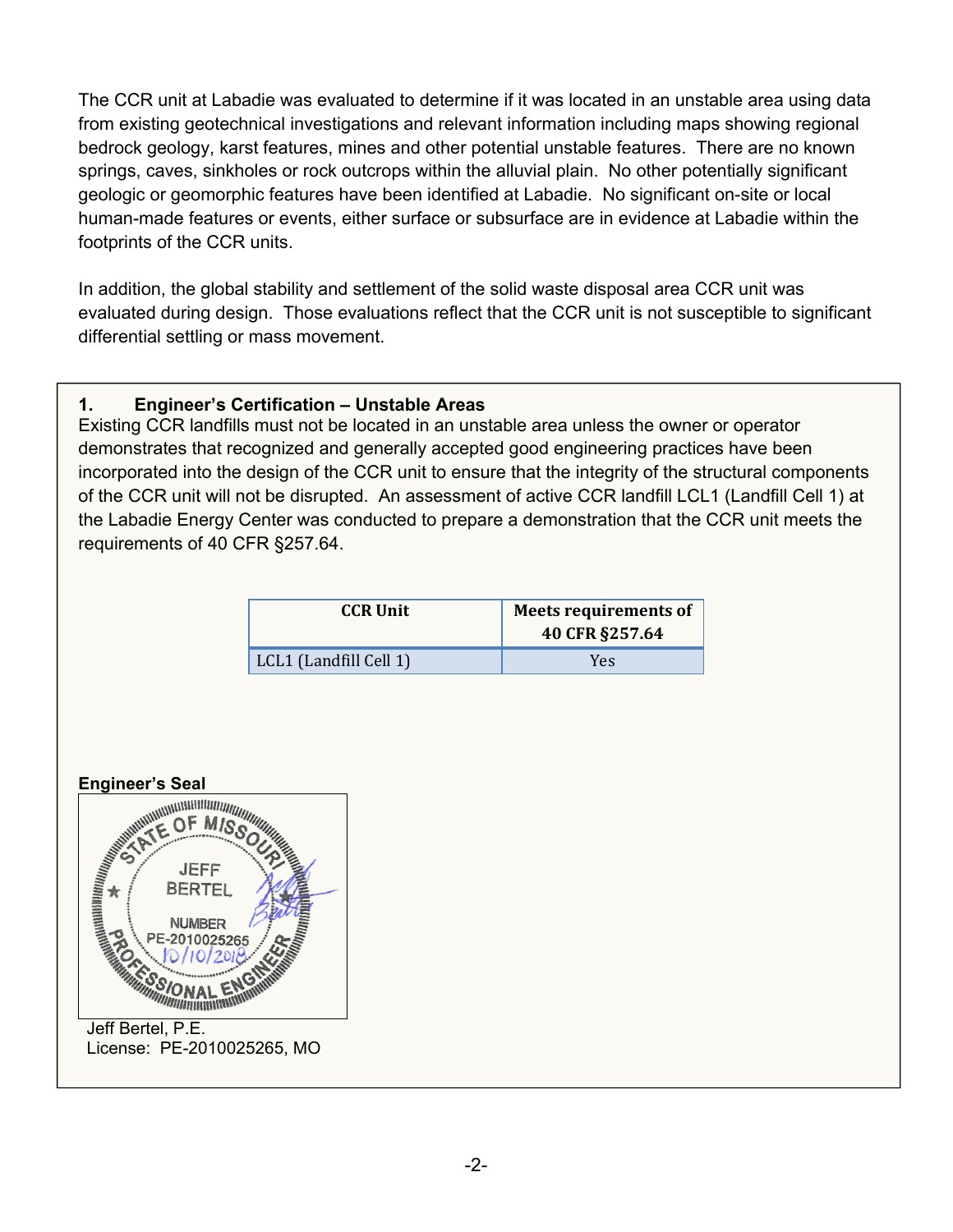The CCR unit at Labadie was evaluated to determine if it was located in an unstable area using data from existing geotechnical investigations and relevant information including maps showing regional bedrock geology, karst features, mines and other potential unstable features. There are no known springs, caves, sinkholes or rock outcrops within the alluvial plain. No other potentially significant geologic or geomorphic features have been identified at Labadie. No significant on-site or local human-made features or events, either surface or subsurface are in evidence at Labadie within the footprints of the CCR units.

In addition, the global stability and settlement of the solid waste disposal area CCR unit was evaluated during design. Those evaluations reflect that the CCR unit is not susceptible to significant differential settling or mass movement.

**1. Engineer's Certification – Unstable Areas**

Existing CCR landfills must not be located in an unstable area unless the owner or operator demonstrates that recognized and generally accepted good engineering practices have been incorporated into the design of the CCR unit to ensure that the integrity of the structural components of the CCR unit will not be disrupted. An assessment of active CCR landfill LCL1 (Landfill Cell 1) at the Labadie Energy Center was conducted to prepare a demonstration that the CCR unit meets the requirements of 40 CFR §257.64.

| CCR Unit | Meets requirements of 40 CFR §257.64 |
|---|---|
| LCL1 (Landfill Cell 1) | Yes |

**Engineer's Seal**

STATE OF MISSOURI
JEFF BERTEL
NUMBER PE-2010025265
10/10/2018
PROFESSIONAL ENGINEER

Jeff Bertel, P.E.
License: PE-2010025265, MO